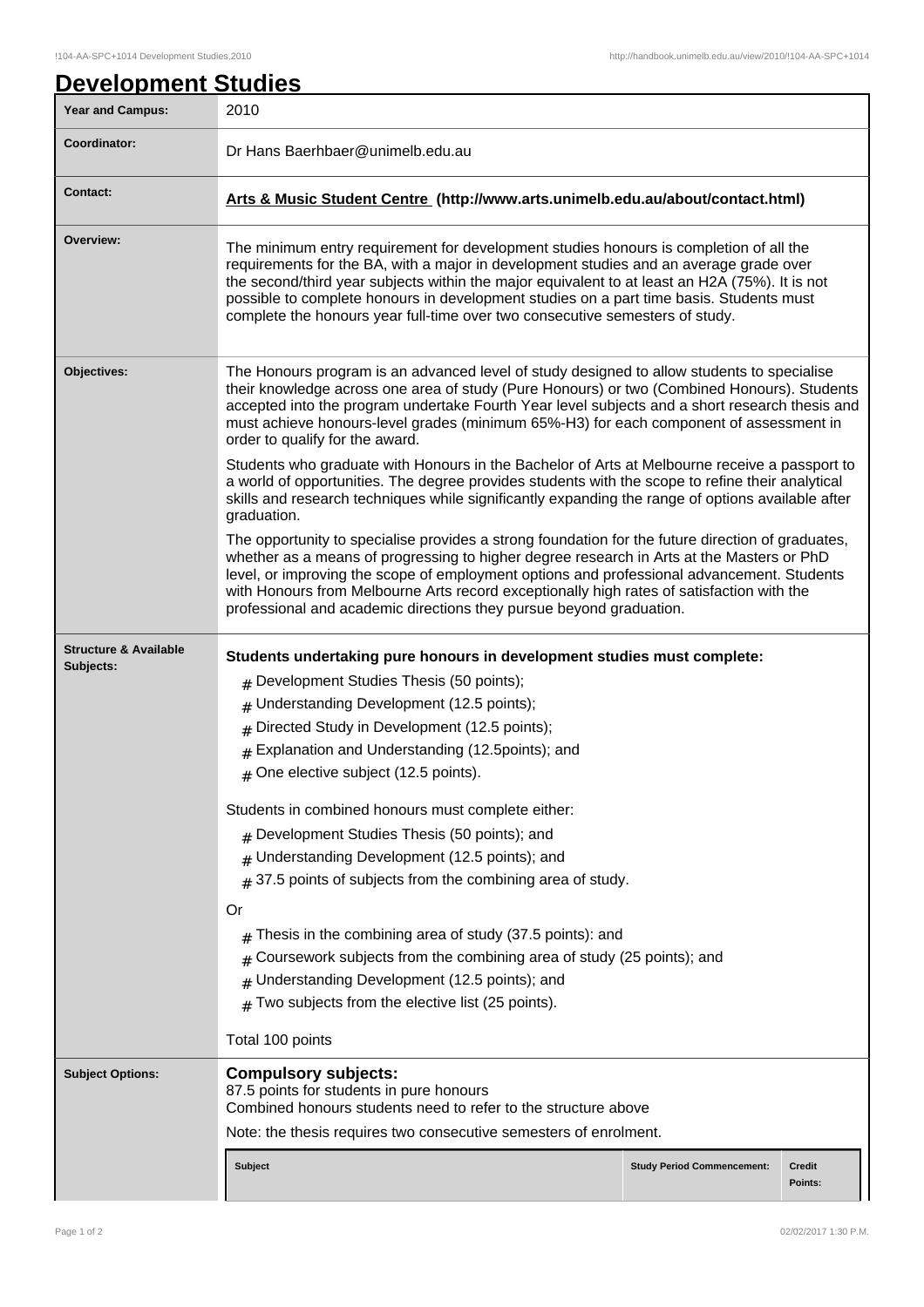# Development Studies

| | |
|---|---|
| **Year and Campus:** | 2010 |
| **Coordinator:** | Dr Hans Baerhbaer@unimelb.edu.au |
| **Contact:** | **Arts & Music Student Centre (http://www.arts.unimelb.edu.au/about/contact.html)** |
| **Overview:** | The minimum entry requirement for development studies honours is completion of all the requirements for the BA, with a major in development studies and an average grade over the second/third year subjects within the major equivalent to at least an H2A (75%). It is not possible to complete honours in development studies on a part time basis. Students must complete the honours year full-time over two consecutive semesters of study. |
| **Objectives:** | The Honours program is an advanced level of study designed to allow students to specialise their knowledge across one area of study (Pure Honours) or two (Combined Honours). Students accepted into the program undertake Fourth Year level subjects and a short research thesis and must achieve honours-level grades (minimum 65%-H3) for each component of assessment in order to qualify for the award.<br><br>Students who graduate with Honours in the Bachelor of Arts at Melbourne receive a passport to a world of opportunities. The degree provides students with the scope to refine their analytical skills and research techniques while significantly expanding the range of options available after graduation.<br><br>The opportunity to specialise provides a strong foundation for the future direction of graduates, whether as a means of progressing to higher degree research in Arts at the Masters or PhD level, or improving the scope of employment options and professional advancement. Students with Honours from Melbourne Arts record exceptionally high rates of satisfaction with the professional and academic directions they pursue beyond graduation. |
| **Structure & Available Subjects:** | **Students undertaking pure honours in development studies must complete:**<br># Development Studies Thesis (50 points);<br># Understanding Development (12.5 points);<br># Directed Study in Development (12.5 points);<br># Explanation and Understanding (12.5points); and<br># One elective subject (12.5 points).<br><br>Students in combined honours must complete either:<br># Development Studies Thesis (50 points); and<br># Understanding Development (12.5 points); and<br># 37.5 points of subjects from the combining area of study.<br><br>Or<br># Thesis in the combining area of study (37.5 points): and<br># Coursework subjects from the combining area of study (25 points); and<br># Understanding Development (12.5 points); and<br># Two subjects from the elective list (25 points).<br><br>Total 100 points |
| **Subject Options:** | **Compulsory subjects:**<br>87.5 points for students in pure honours<br>Combined honours students need to refer to the structure above<br>Note: the thesis requires two consecutive semesters of enrolment. |

| Subject | Study Period Commencement: | Credit Points: |
|---|---|---|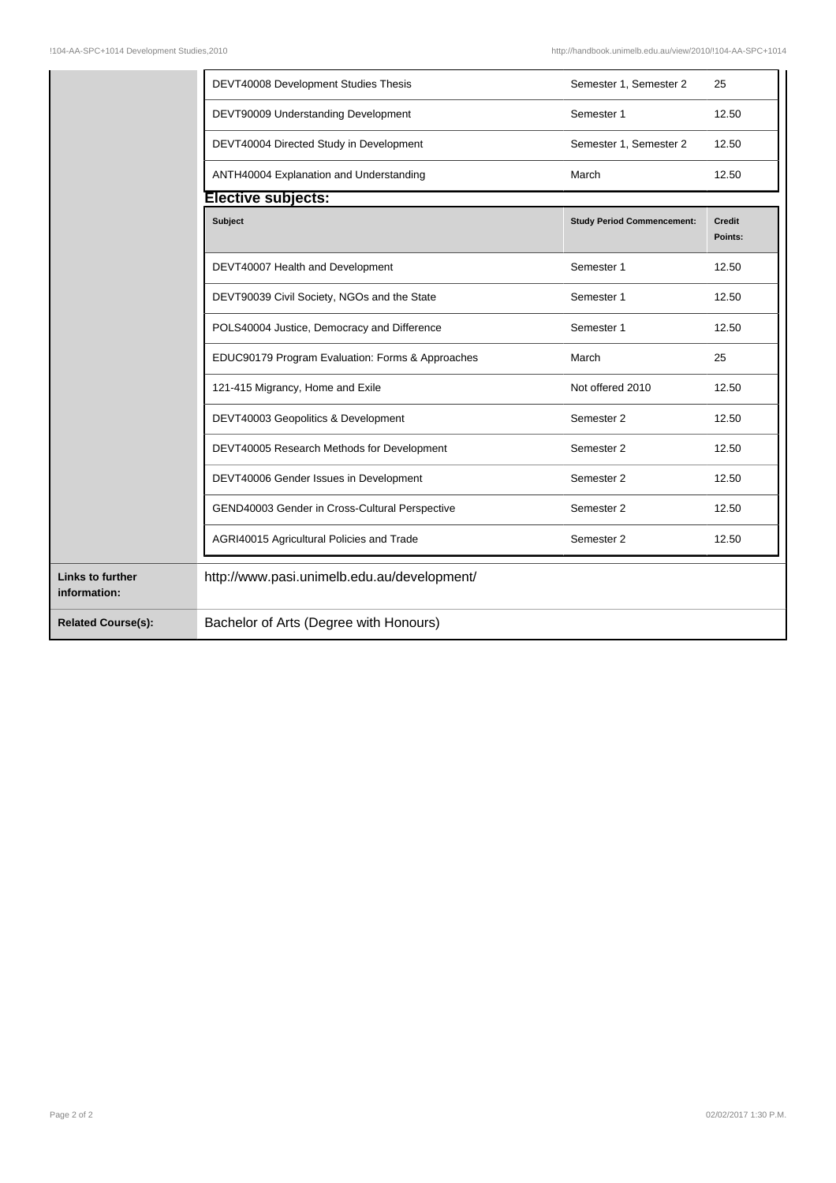| | | |
|---|---|---|
| DEVT40008 Development Studies Thesis | Semester 1, Semester 2 | 25 |
| DEVT90009 Understanding Development | Semester 1 | 12.50 |
| DEVT40004 Directed Study in Development | Semester 1, Semester 2 | 12.50 |
| ANTH40004 Explanation and Understanding | March | 12.50 |

**Elective subjects:**

| Subject | Study Period Commencement: | Credit Points: |
|---|---|---|
| DEVT40007 Health and Development | Semester 1 | 12.50 |
| DEVT90039 Civil Society, NGOs and the State | Semester 1 | 12.50 |
| POLS40004 Justice, Democracy and Difference | Semester 1 | 12.50 |
| EDUC90179 Program Evaluation: Forms & Approaches | March | 25 |
| 121-415 Migrancy, Home and Exile | Not offered 2010 | 12.50 |
| DEVT40003 Geopolitics & Development | Semester 2 | 12.50 |
| DEVT40005 Research Methods for Development | Semester 2 | 12.50 |
| DEVT40006 Gender Issues in Development | Semester 2 | 12.50 |
| GEND40003 Gender in Cross-Cultural Perspective | Semester 2 | 12.50 |
| AGRI40015 Agricultural Policies and Trade | Semester 2 | 12.50 |

| | |
|---|---|
| **Links to further information:** | http://www.pasi.unimelb.edu.au/development/ |
| **Related Course(s):** | Bachelor of Arts (Degree with Honours) |